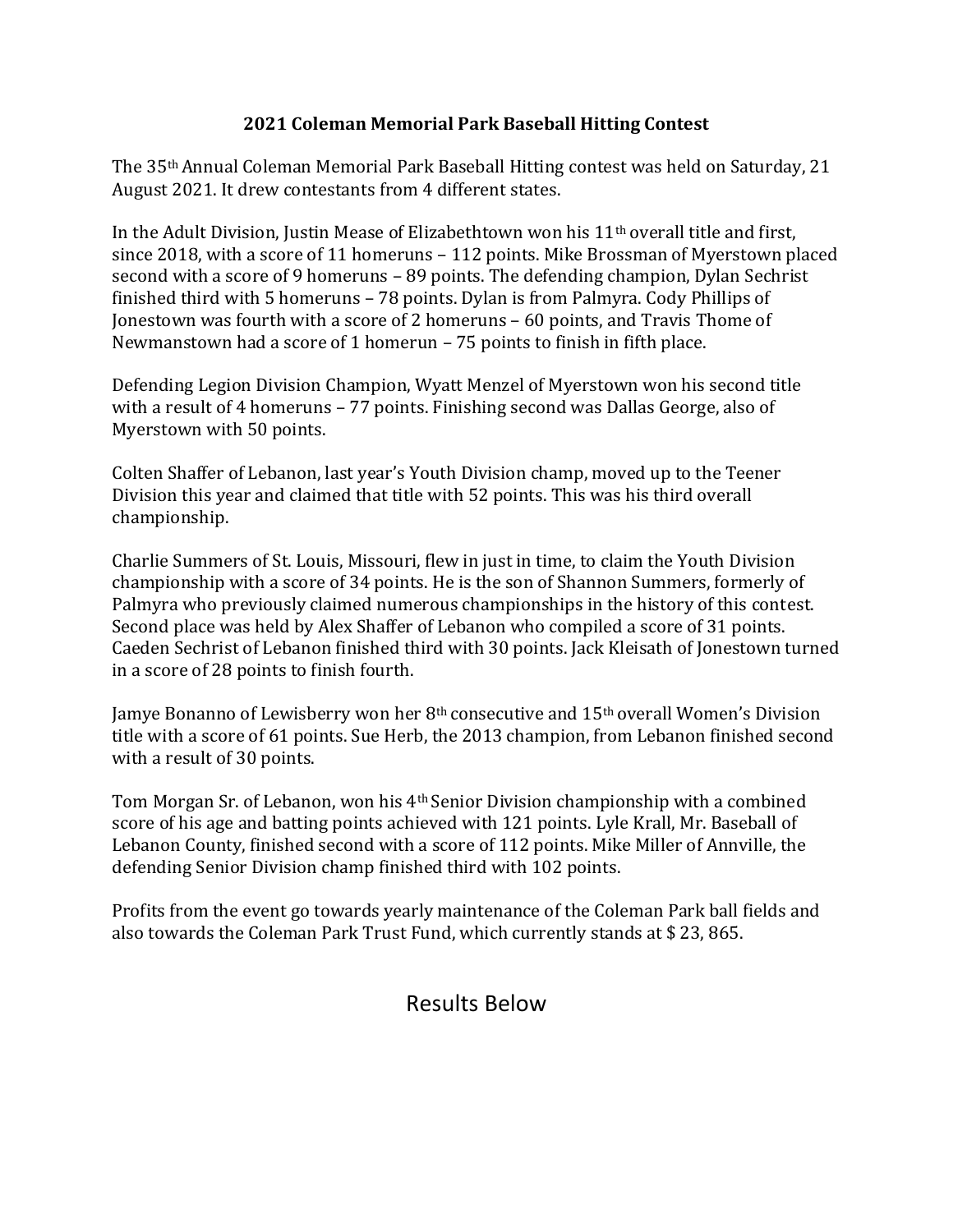# 2021 Coleman Memorial Park Baseball Hitting Contest

The 35th Annual Coleman Memorial Park Baseball Hitting contest was held on Saturday, 21 August 2021. It drew contestants from 4 different states.

In the Adult Division, Justin Mease of Elizabethtown won his 11th overall title and first, since 2018, with a score of 11 homeruns – 112 points. Mike Brossman of Myerstown placed second with a score of 9 homeruns – 89 points. The defending champion, Dylan Sechrist finished third with 5 homeruns – 78 points. Dylan is from Palmyra. Cody Phillips of Jonestown was fourth with a score of 2 homeruns – 60 points, and Travis Thome of Newmanstown had a score of 1 homerun – 75 points to finish in fifth place.

Defending Legion Division Champion, Wyatt Menzel of Myerstown won his second title with a result of 4 homeruns – 77 points. Finishing second was Dallas George, also of Myerstown with 50 points.

Colten Shaffer of Lebanon, last year's Youth Division champ, moved up to the Teener Division this year and claimed that title with 52 points. This was his third overall championship.

Charlie Summers of St. Louis, Missouri, flew in just in time, to claim the Youth Division championship with a score of 34 points. He is the son of Shannon Summers, formerly of Palmyra who previously claimed numerous championships in the history of this contest. Second place was held by Alex Shaffer of Lebanon who compiled a score of 31 points. Caeden Sechrist of Lebanon finished third with 30 points. Jack Kleisath of Jonestown turned in a score of 28 points to finish fourth.

Jamye Bonanno of Lewisberry won her 8th consecutive and 15th overall Women's Division title with a score of 61 points. Sue Herb, the 2013 champion, from Lebanon finished second with a result of 30 points.

Tom Morgan Sr. of Lebanon, won his 4th Senior Division championship with a combined score of his age and batting points achieved with 121 points. Lyle Krall, Mr. Baseball of Lebanon County, finished second with a score of 112 points. Mike Miller of Annville, the defending Senior Division champ finished third with 102 points.

Profits from the event go towards yearly maintenance of the Coleman Park ball fields and also towards the Coleman Park Trust Fund, which currently stands at $ 23, 865.

Results Below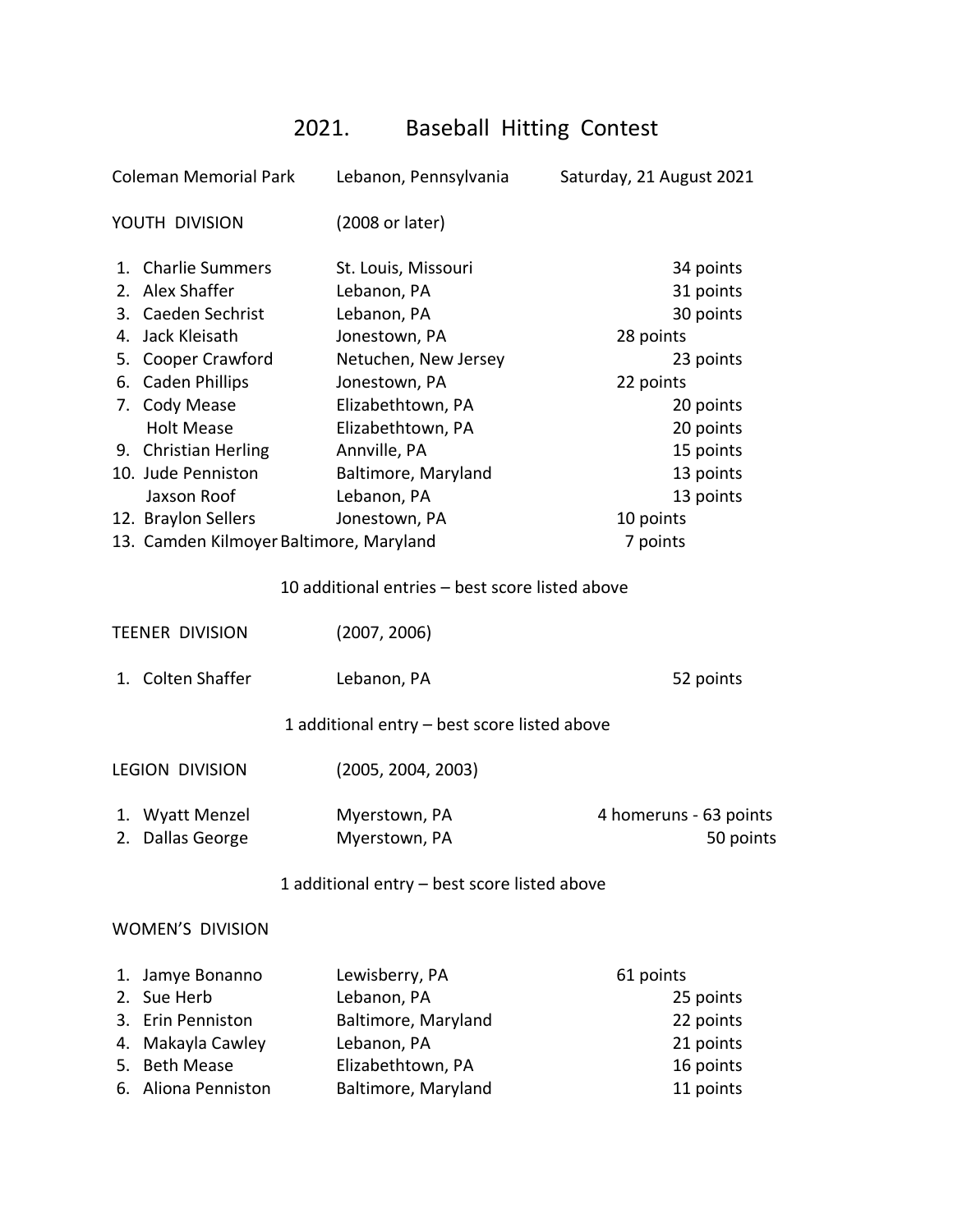# 2021. Baseball Hitting Contest

Coleman Memorial Park | Lebanon, Pennsylvania | Saturday, 21 August 2021

## YOUTH DIVISION (2008 or later)

| Place | Name | Hometown | Score |
|---|---|---|---|
| 1. | Charlie Summers | St. Louis, Missouri | 34 points |
| 2. | Alex Shaffer | Lebanon, PA | 31 points |
| 3. | Caeden Sechrist | Lebanon, PA | 30 points |
| 4. | Jack Kleisath | Jonestown, PA | 28 points |
| 5. | Cooper Crawford | Netuchen, New Jersey | 23 points |
| 6. | Caden Phillips | Jonestown, PA | 22 points |
| 7. | Cody Mease | Elizabethtown, PA | 20 points |
| | Holt Mease | Elizabethtown, PA | 20 points |
| 9. | Christian Herling | Annville, PA | 15 points |
| 10. | Jude Penniston | Baltimore, Maryland | 13 points |
| | Jaxson Roof | Lebanon, PA | 13 points |
| 12. | Braylon Sellers | Jonestown, PA | 10 points |
| 13. | Camden Kilmoyer | Baltimore, Maryland | 7 points |

10 additional entries – best score listed above

## TEENER DIVISION (2007, 2006)

| Place | Name | Hometown | Score |
|---|---|---|---|
| 1. | Colten Shaffer | Lebanon, PA | 52 points |

1 additional entry – best score listed above

## LEGION DIVISION (2005, 2004, 2003)

| Place | Name | Hometown | Score |
|---|---|---|---|
| 1. | Wyatt Menzel | Myerstown, PA | 4 homeruns - 63 points |
| 2. | Dallas George | Myerstown, PA | 50 points |

1 additional entry – best score listed above

## WOMEN'S DIVISION

| Place | Name | Hometown | Score |
|---|---|---|---|
| 1. | Jamye Bonanno | Lewisberry, PA | 61 points |
| 2. | Sue Herb | Lebanon, PA | 25 points |
| 3. | Erin Penniston | Baltimore, Maryland | 22 points |
| 4. | Makayla Cawley | Lebanon, PA | 21 points |
| 5. | Beth Mease | Elizabethtown, PA | 16 points |
| 6. | Aliona Penniston | Baltimore, Maryland | 11 points |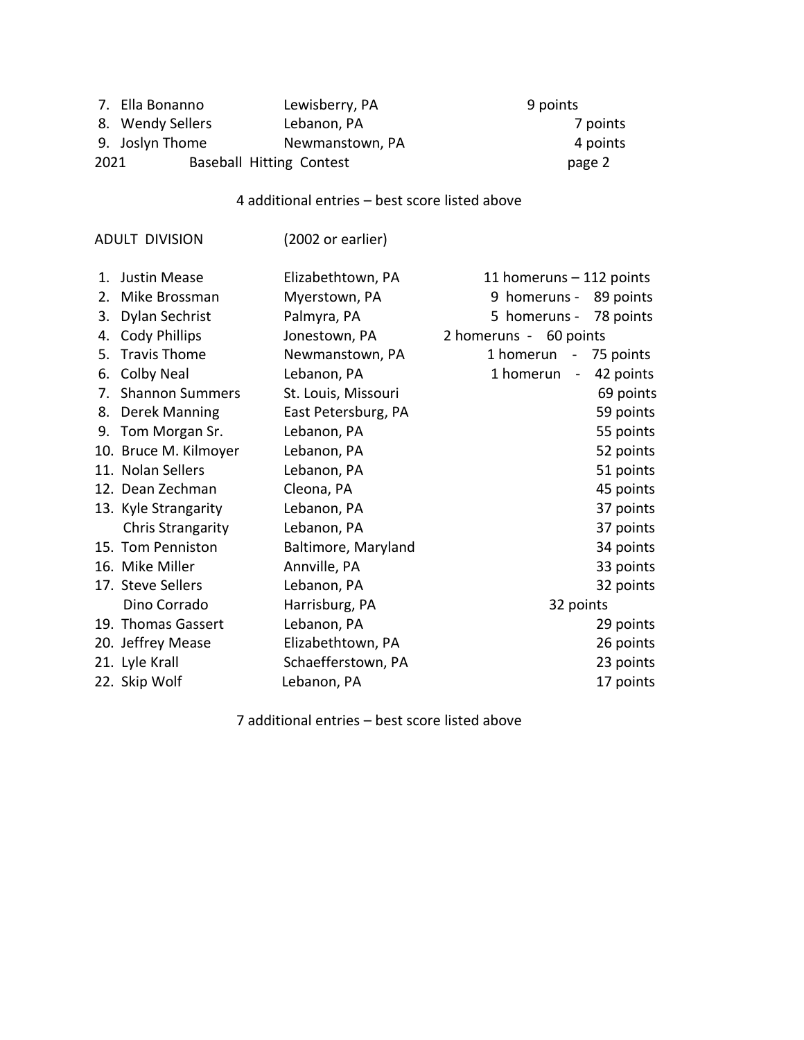| | | |
|---|---|---|
| 7. Ella Bonanno | Lewisberry, PA | 9 points |
| 8. Wendy Sellers | Lebanon, PA | 7 points |
| 9. Joslyn Thome | Newmanstown, PA | 4 points |

4 additional entries – best score listed above

## ADULT DIVISION (2002 or earlier)

| | | |
|---|---|---|
| 1. Justin Mease | Elizabethtown, PA | 11 homeruns – 112 points |
| 2. Mike Brossman | Myerstown, PA | 9 homeruns - 89 points |
| 3. Dylan Sechrist | Palmyra, PA | 5 homeruns - 78 points |
| 4. Cody Phillips | Jonestown, PA | 2 homeruns - 60 points |
| 5. Travis Thome | Newmanstown, PA | 1 homerun - 75 points |
| 6. Colby Neal | Lebanon, PA | 1 homerun - 42 points |
| 7. Shannon Summers | St. Louis, Missouri | 69 points |
| 8. Derek Manning | East Petersburg, PA | 59 points |
| 9. Tom Morgan Sr. | Lebanon, PA | 55 points |
| 10. Bruce M. Kilmoyer | Lebanon, PA | 52 points |
| 11. Nolan Sellers | Lebanon, PA | 51 points |
| 12. Dean Zechman | Cleona, PA | 45 points |
| 13. Kyle Strangarity | Lebanon, PA | 37 points |
| Chris Strangarity | Lebanon, PA | 37 points |
| 15. Tom Penniston | Baltimore, Maryland | 34 points |
| 16. Mike Miller | Annville, PA | 33 points |
| 17. Steve Sellers | Lebanon, PA | 32 points |
| Dino Corrado | Harrisburg, PA | 32 points |
| 19. Thomas Gassert | Lebanon, PA | 29 points |
| 20. Jeffrey Mease | Elizabethtown, PA | 26 points |
| 21. Lyle Krall | Schaefferstown, PA | 23 points |
| 22. Skip Wolf | Lebanon, PA | 17 points |

7 additional entries – best score listed above